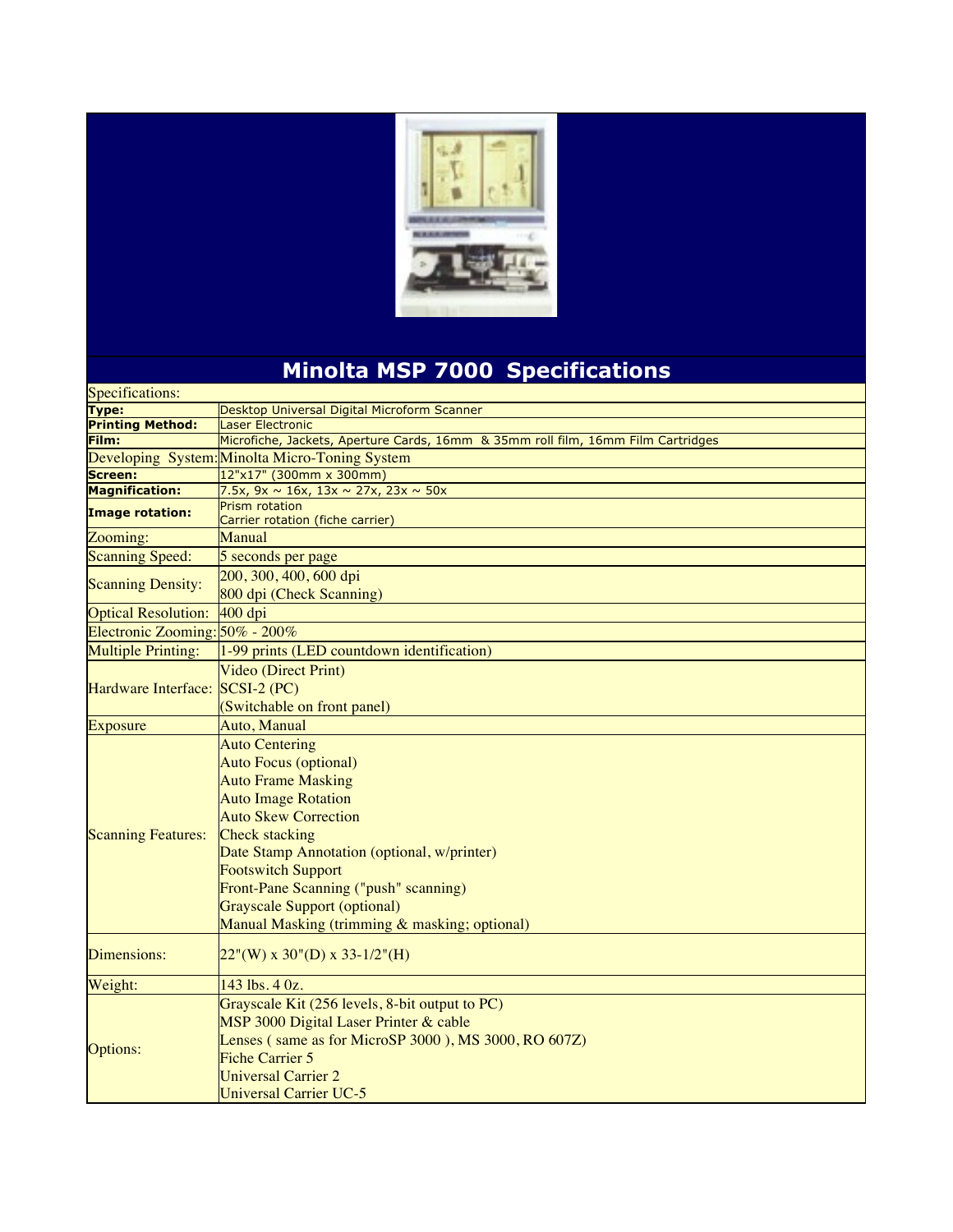# Minolta MSP 7000 Specifications

| Specifications: | |
|---|---|
| **Type:** | Desktop Universal Digital Microform Scanner |
| **Printing Method:** | Laser Electronic |
| **Film:** | Microfiche, Jackets, Aperture Cards, 16mm & 35mm roll film, 16mm Film Cartridges |
| Developing System: | Minolta Micro-Toning System |
| **Screen:** | 12"x17" (300mm x 300mm) |
| **Magnification:** | 7.5x, 9x ~ 16x, 13x ~ 27x, 23x ~ 50x |
| **Image rotation:** | Prism rotation<br>Carrier rotation (fiche carrier) |
| Zooming: | Manual |
| Scanning Speed: | 5 seconds per page |
| Scanning Density: | 200, 300, 400, 600 dpi<br>800 dpi (Check Scanning) |
| Optical Resolution: | 400 dpi |
| Electronic Zooming: | 50% - 200% |
| Multiple Printing: | 1-99 prints (LED countdown identification) |
| Hardware Interface: | Video (Direct Print)<br>SCSI-2 (PC)<br>(Switchable on front panel) |
| Exposure | Auto, Manual |
| Scanning Features: | Auto Centering<br>Auto Focus (optional)<br>Auto Frame Masking<br>Auto Image Rotation<br>Auto Skew Correction<br>Check stacking<br>Date Stamp Annotation (optional, w/printer)<br>Footswitch Support<br>Front-Pane Scanning ("push" scanning)<br>Grayscale Support (optional)<br>Manual Masking (trimming & masking; optional) |
| Dimensions: | 22"(W) x 30"(D) x 33-1/2"(H) |
| Weight: | 143 lbs. 4 0z. |
| Options: | Grayscale Kit (256 levels, 8-bit output to PC)<br>MSP 3000 Digital Laser Printer & cable<br>Lenses ( same as for MicroSP 3000 ), MS 3000, RO 607Z)<br>Fiche Carrier 5<br>Universal Carrier 2<br>Universal Carrier UC-5 |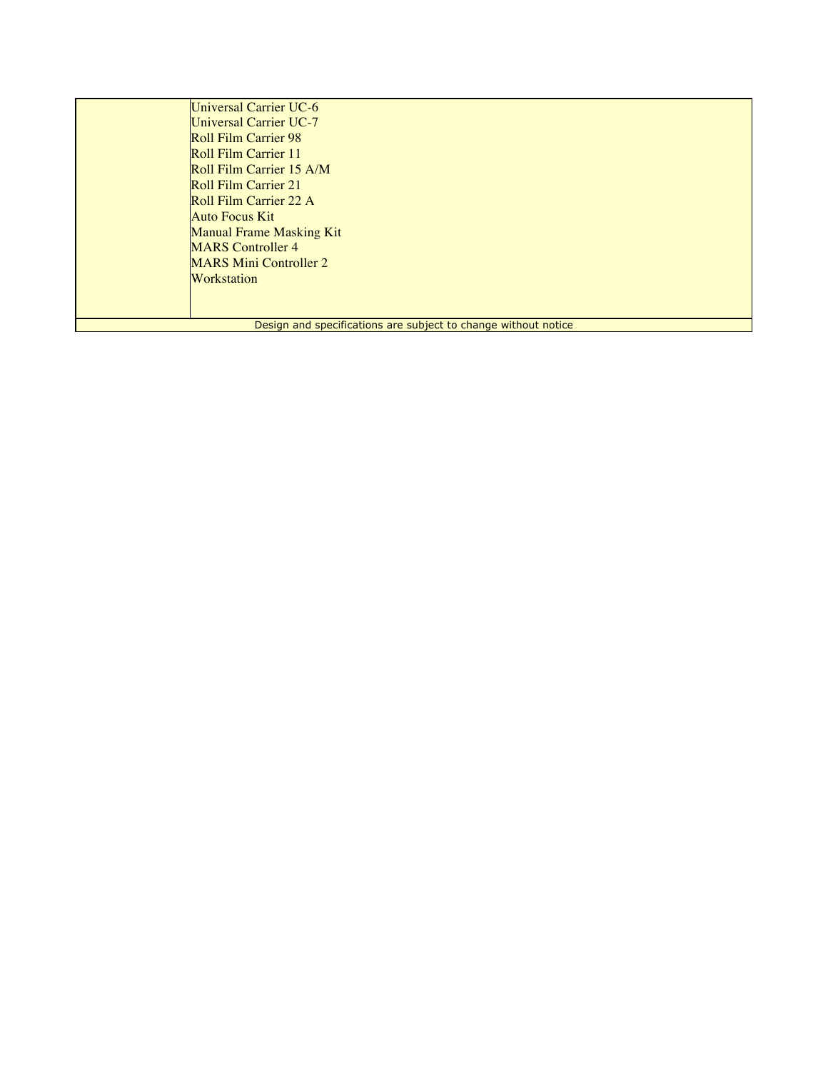| | |
|---|---|
| | Universal Carrier UC-6<br>Universal Carrier UC-7<br>Roll Film Carrier 98<br>Roll Film Carrier 11<br>Roll Film Carrier 15 A/M<br>Roll Film Carrier 21<br>Roll Film Carrier 22 A<br>Auto Focus Kit<br>Manual Frame Masking Kit<br>MARS Controller 4<br>MARS Mini Controller 2<br>Workstation |

Design and specifications are subject to change without notice